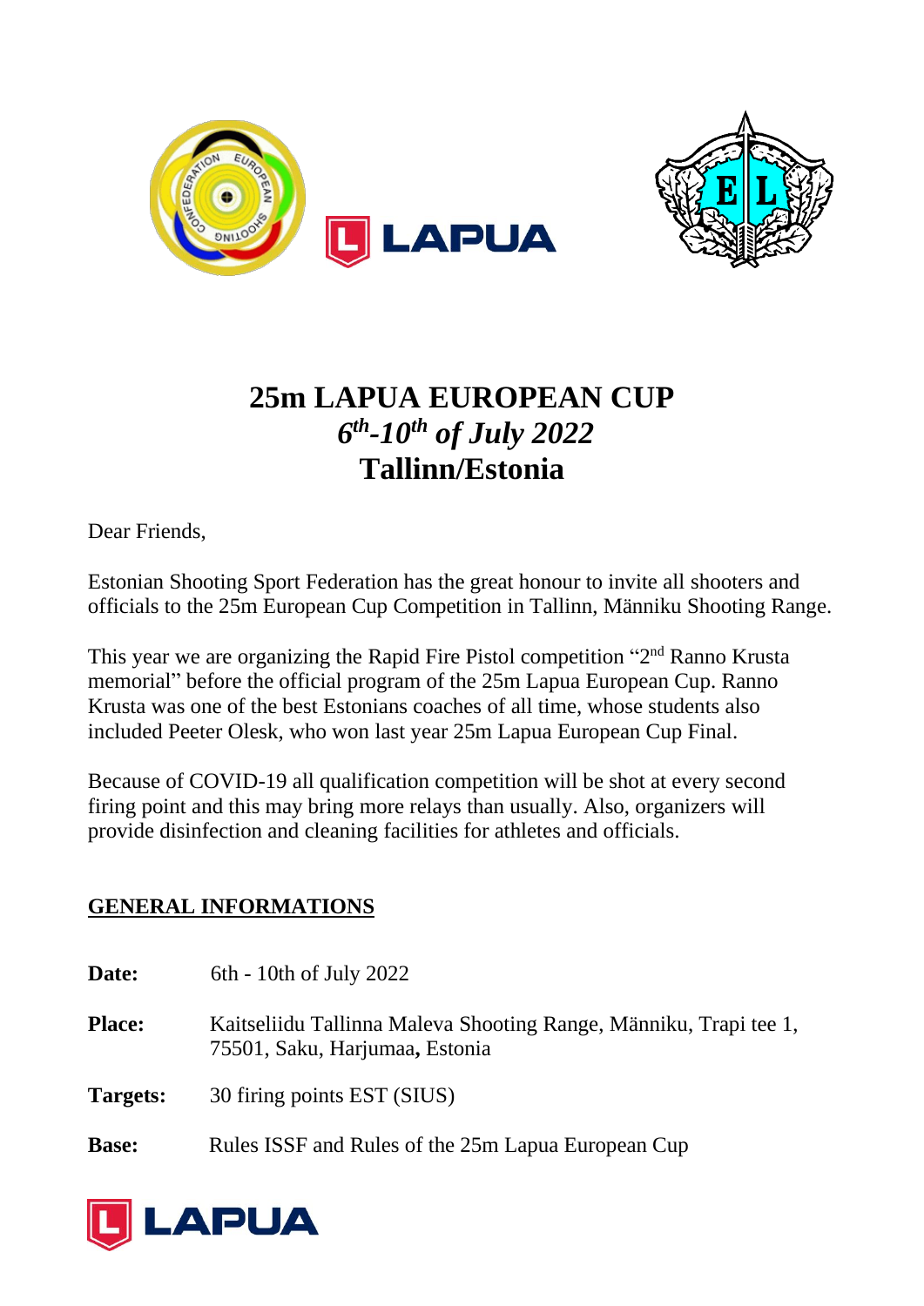# 25m LAPUA EUROPEAN CUP

## *6th-10th of July 2022*

## Tallinn/Estonia

Dear Friends,

Estonian Shooting Sport Federation has the great honour to invite all shooters and officials to the 25m European Cup Competition in Tallinn, Männiku Shooting Range.

This year we are organizing the Rapid Fire Pistol competition "2nd Ranno Krusta memorial" before the official program of the 25m Lapua European Cup. Ranno Krusta was one of the best Estonians coaches of all time, whose students also included Peeter Olesk, who won last year 25m Lapua European Cup Final.

Because of COVID-19 all qualification competition will be shot at every second firing point and this may bring more relays than usually. Also, organizers will provide disinfection and cleaning facilities for athletes and officials.

**GENERAL INFORMATIONS**

**Date:** 6th - 10th of July 2022

**Place:** Kaitseliidu Tallinna Maleva Shooting Range, Männiku, Trapi tee 1, 75501, Saku, Harjumaa**,** Estonia

**Targets:** 30 firing points EST (SIUS)

**Base:** Rules ISSF and Rules of the 25m Lapua European Cup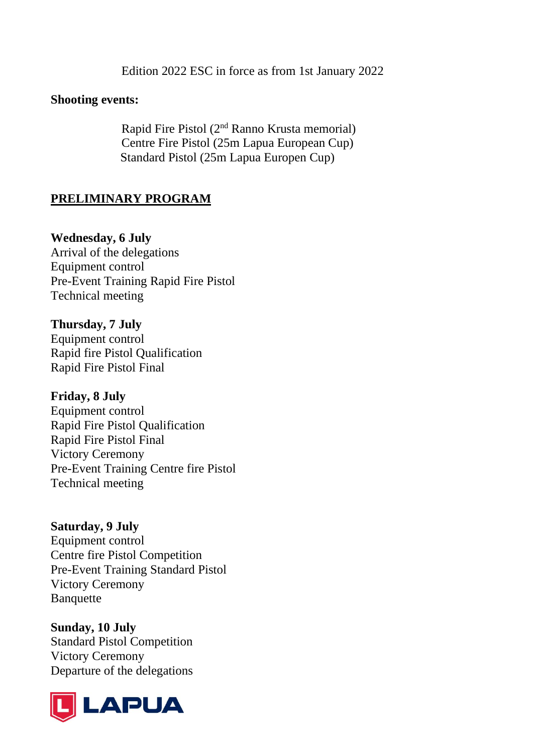Edition 2022 ESC in force as from 1st January 2022

**Shooting events:**

Rapid Fire Pistol (2nd Ranno Krusta memorial)
Centre Fire Pistol (25m Lapua European Cup)
Standard Pistol (25m Lapua Europen Cup)

## PRELIMINARY PROGRAM

**Wednesday, 6 July**
Arrival of the delegations
Equipment control
Pre-Event Training Rapid Fire Pistol
Technical meeting

**Thursday, 7 July**
Equipment control
Rapid fire Pistol Qualification
Rapid Fire Pistol Final

**Friday, 8 July**
Equipment control
Rapid Fire Pistol Qualification
Rapid Fire Pistol Final
Victory Ceremony
Pre-Event Training Centre fire Pistol
Technical meeting

**Saturday, 9 July**
Equipment control
Centre fire Pistol Competition
Pre-Event Training Standard Pistol
Victory Ceremony
Banquette

**Sunday, 10 July**
Standard Pistol Competition
Victory Ceremony
Departure of the delegations

LAPUA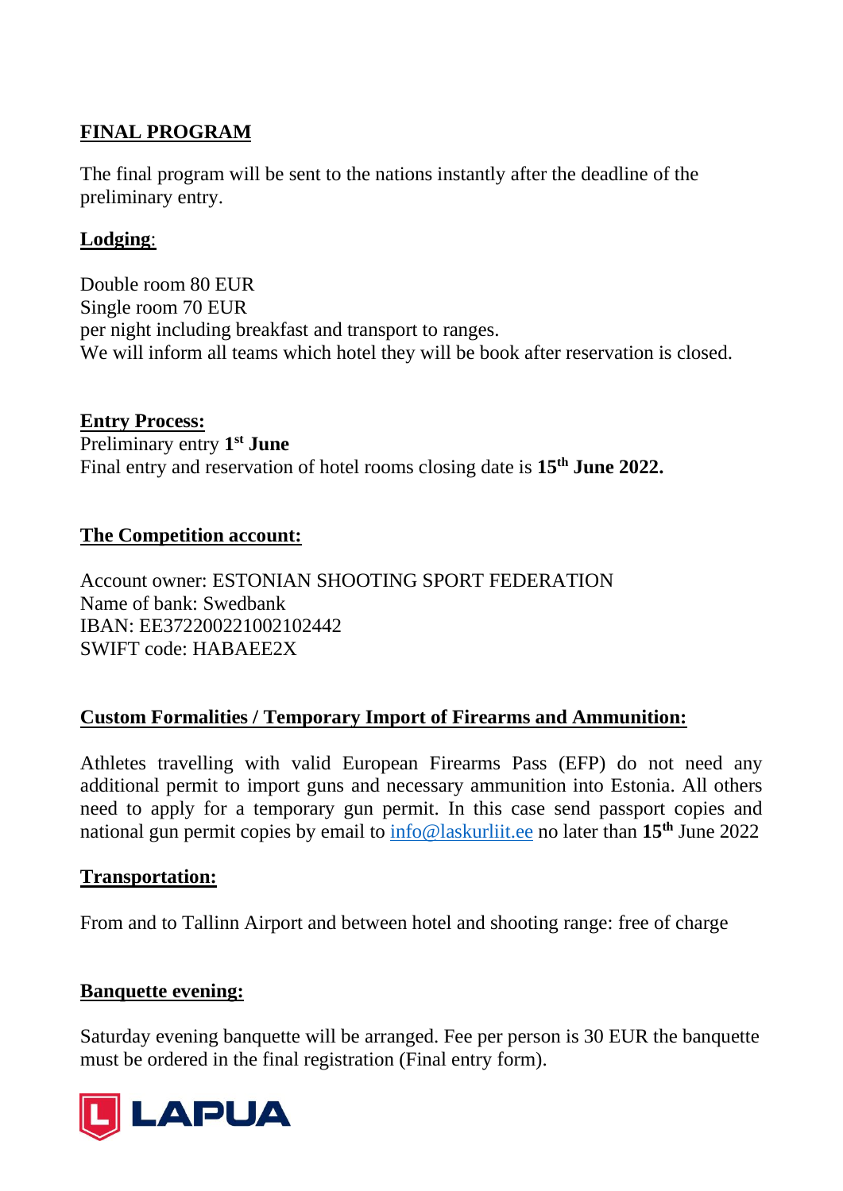**FINAL PROGRAM**

The final program will be sent to the nations instantly after the deadline of the preliminary entry.

**Lodging**:

Double room 80 EUR
Single room 70 EUR
per night including breakfast and transport to ranges.
We will inform all teams which hotel they will be book after reservation is closed.

**Entry Process:**
Preliminary entry **1st June**
Final entry and reservation of hotel rooms closing date is **15th June 2022.**

**The Competition account:**

Account owner: ESTONIAN SHOOTING SPORT FEDERATION
Name of bank: Swedbank
IBAN: EE372200221002102442
SWIFT code: HABAEE2X

**Custom Formalities / Temporary Import of Firearms and Ammunition:**

Athletes travelling with valid European Firearms Pass (EFP) do not need any additional permit to import guns and necessary ammunition into Estonia. All others need to apply for a temporary gun permit. In this case send passport copies and national gun permit copies by email to info@laskurliit.ee no later than **15th** June 2022

**Transportation:**

From and to Tallinn Airport and between hotel and shooting range: free of charge

**Banquette evening:**

Saturday evening banquette will be arranged. Fee per person is 30 EUR the banquette must be ordered in the final registration (Final entry form).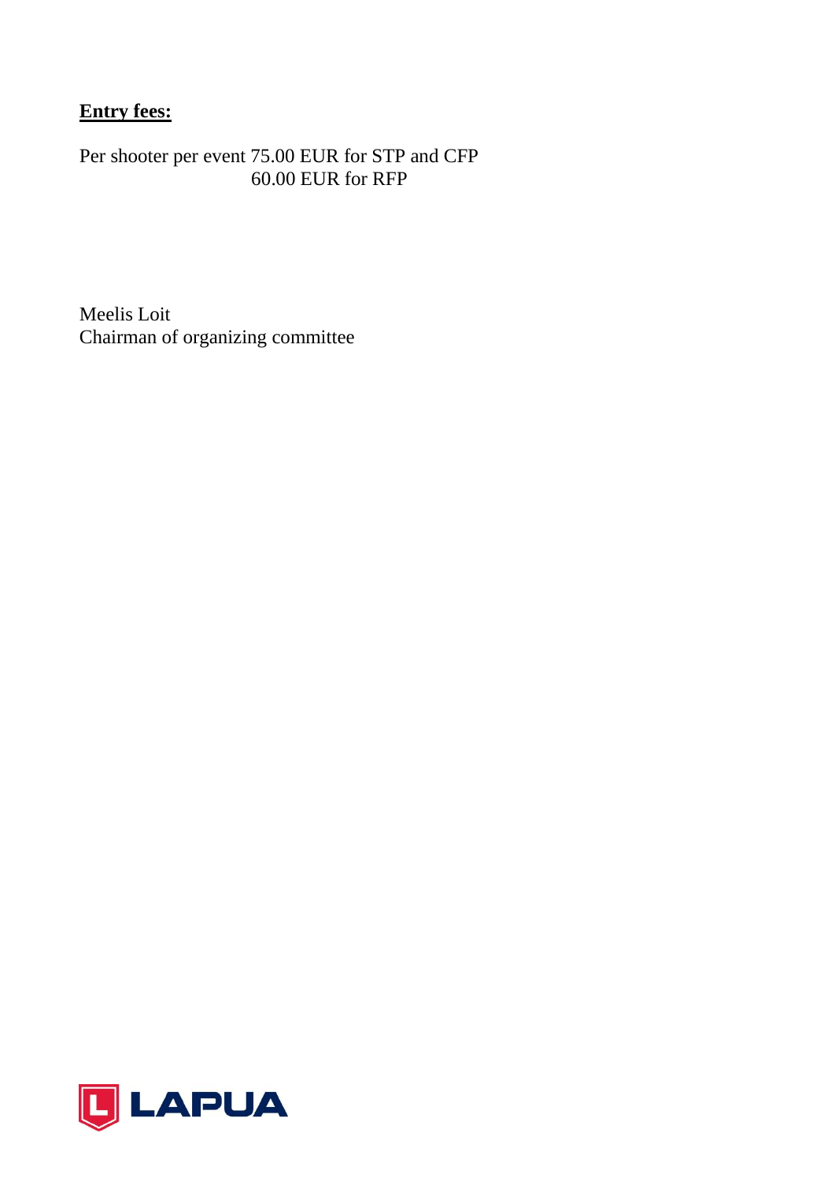**Entry fees:**

Per shooter per event 75.00 EUR for STP and CFP
60.00 EUR for RFP

Meelis Loit
Chairman of organizing committee